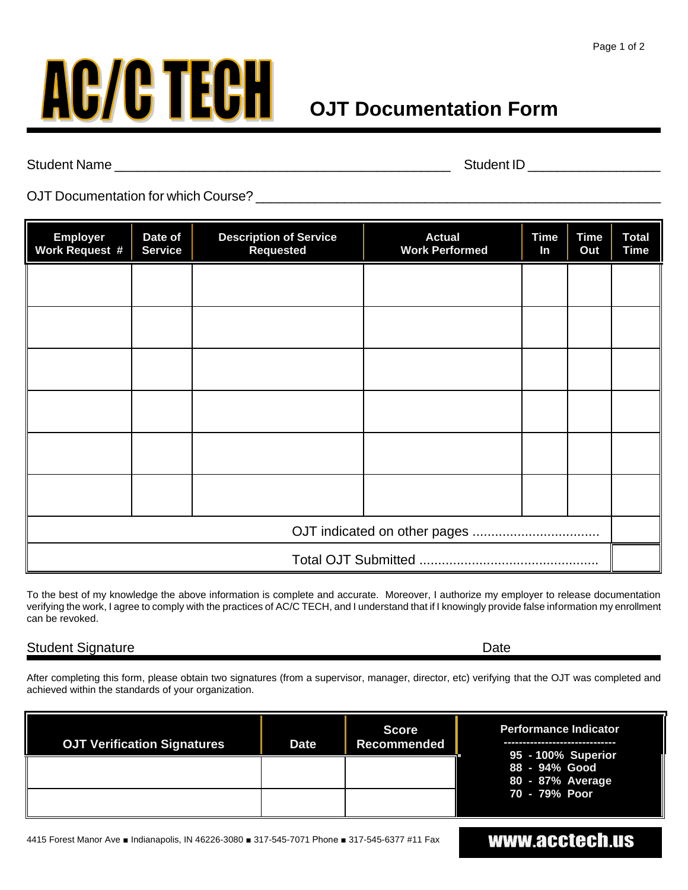# AC/C TECH

## OJT Documentation Form

Student Name ____________________________________________ Student ID _________________

OJT Documentation for which Course? _______________________________________________________

| Employer Work Request # | Date of Service | Description of Service Requested | Actual Work Performed | Time In | Time Out | Total Time |
|---|---|---|---|---|---|---|
| | | | | | | |
| | | | | | | |
| | | | | | | |
| | | | | | | |
| | | | | | | |
| | | | | | | |
| OJT indicated on other pages .................................. | | | | | | |
| Total OJT Submitted ............................................... | | | | | | |

To the best of my knowledge the above information is complete and accurate. Moreover, I authorize my employer to release documentation verifying the work, I agree to comply with the practices of AC/C TECH, and I understand that if I knowingly provide false information my enrollment can be revoked.

Student Signature Date

After completing this form, please obtain two signatures (from a supervisor, manager, director, etc) verifying that the OJT was completed and achieved within the standards of your organization.

| OJT Verification Signatures | Date | Score Recommended |
|---|---|---|
| | | |
| | | |

**Performance Indicator**

**95 - 100% Superior**
**88 - 94% Good**
**80 - 87% Average**
**70 - 79% Poor**

4415 Forest Manor Ave ■ Indianapolis, IN 46226-3080 ■ 317-545-7071 Phone ■ 317-545-6377 #11 Fax

www.acctech.us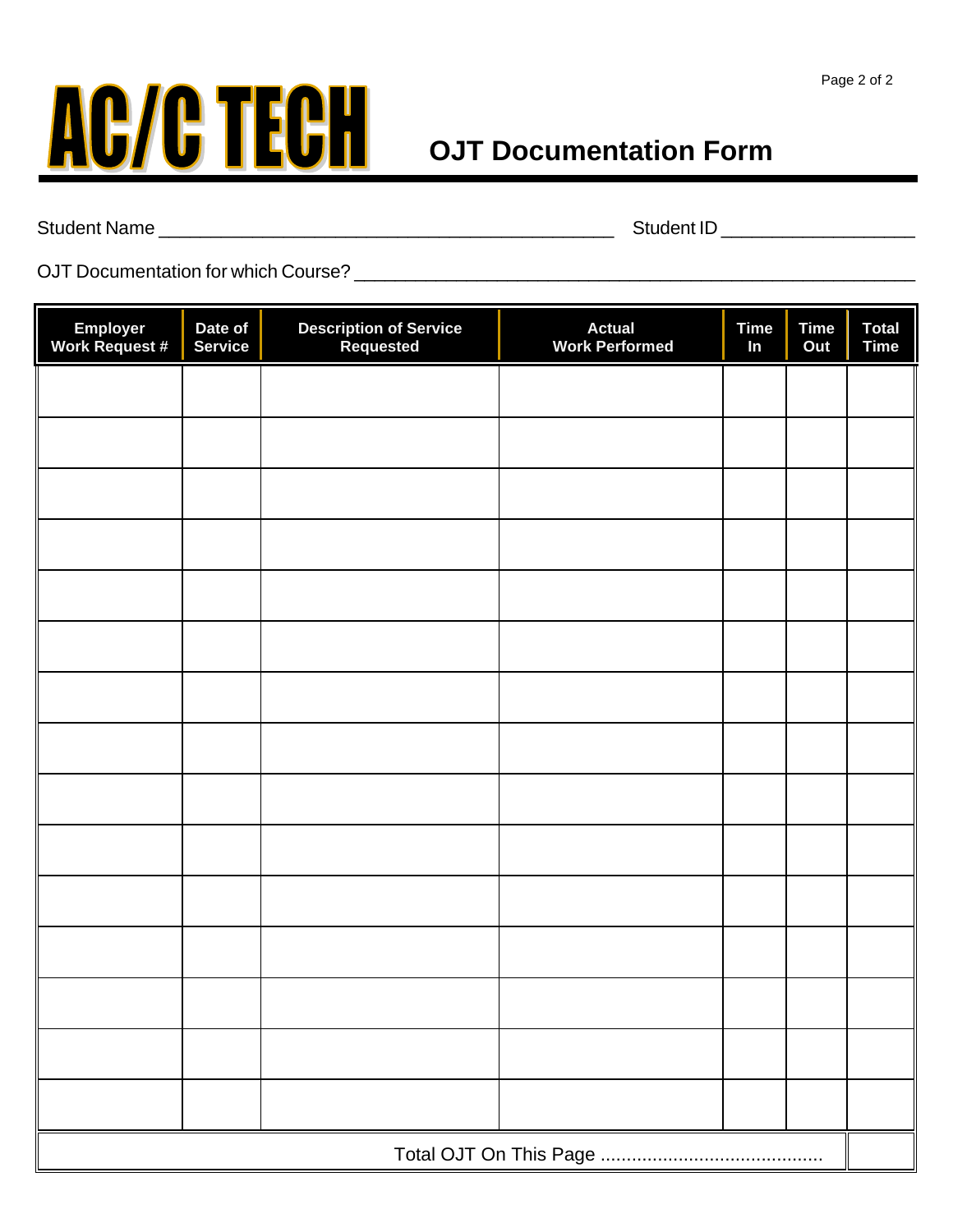# AC/C TECH

## OJT Documentation Form

Student Name ___________________________________________ Student ID __________________

OJT Documentation for which Course? ___________________________________________________

| Employer Work Request # | Date of Service | Description of Service Requested | Actual Work Performed | Time In | Time Out | Total Time |
|---|---|---|---|---|---|---|
| | | | | | | |
| | | | | | | |
| | | | | | | |
| | | | | | | |
| | | | | | | |
| | | | | | | |
| | | | | | | |
| | | | | | | |
| | | | | | | |
| | | | | | | |
| | | | | | | |
| | | | | | | |
| | | | | | | |
| | | | | | | |
| | | | | | | |
| Total OJT On This Page ........................................... | | | | | | |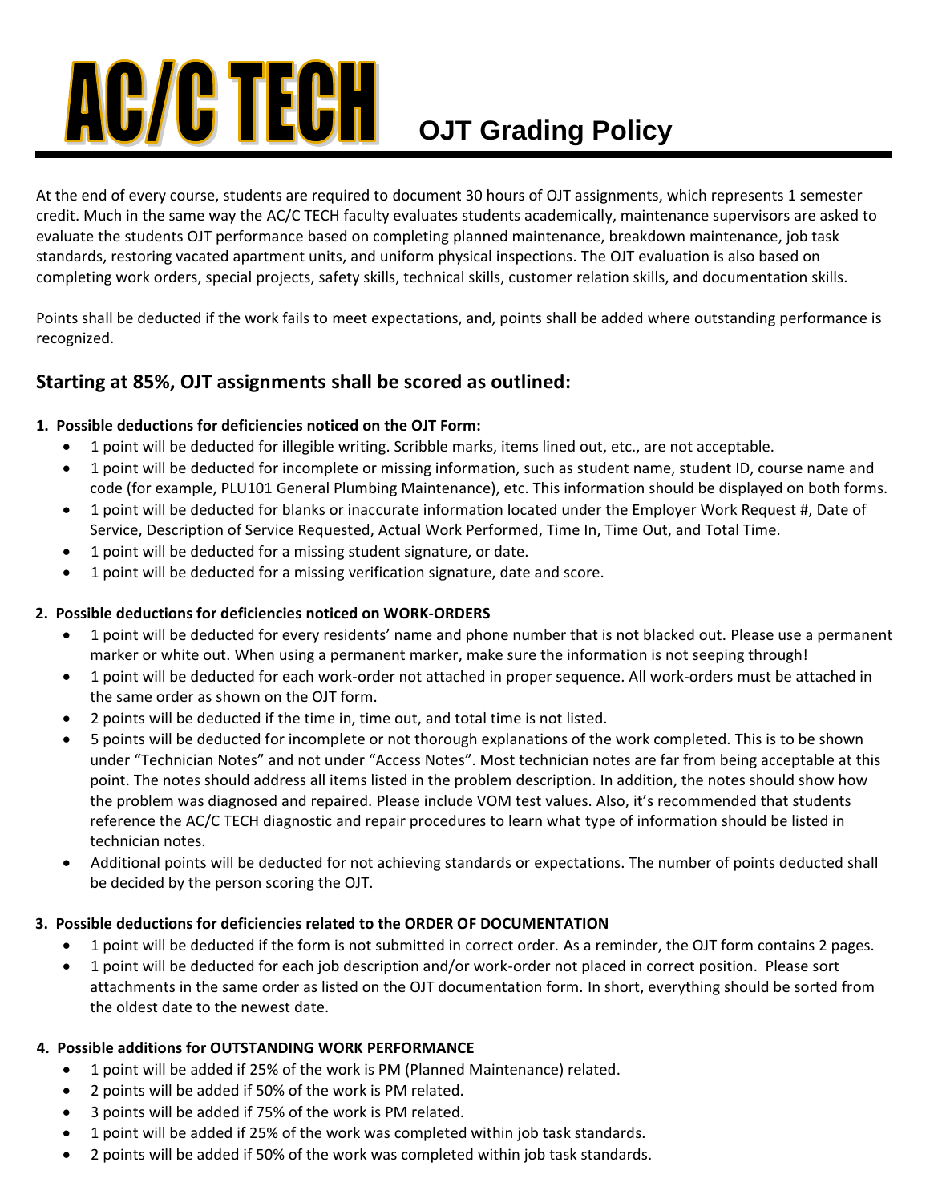# AC/C TECH OJT Grading Policy

At the end of every course, students are required to document 30 hours of OJT assignments, which represents 1 semester credit. Much in the same way the AC/C TECH faculty evaluates students academically, maintenance supervisors are asked to evaluate the students OJT performance based on completing planned maintenance, breakdown maintenance, job task standards, restoring vacated apartment units, and uniform physical inspections. The OJT evaluation is also based on completing work orders, special projects, safety skills, technical skills, customer relation skills, and documentation skills.

Points shall be deducted if the work fails to meet expectations, and, points shall be added where outstanding performance is recognized.

## Starting at 85%, OJT assignments shall be scored as outlined:

**1. Possible deductions for deficiencies noticed on the OJT Form:**

- 1 point will be deducted for illegible writing. Scribble marks, items lined out, etc., are not acceptable.
- 1 point will be deducted for incomplete or missing information, such as student name, student ID, course name and code (for example, PLU101 General Plumbing Maintenance), etc. This information should be displayed on both forms.
- 1 point will be deducted for blanks or inaccurate information located under the Employer Work Request #, Date of Service, Description of Service Requested, Actual Work Performed, Time In, Time Out, and Total Time.
- 1 point will be deducted for a missing student signature, or date.
- 1 point will be deducted for a missing verification signature, date and score.

**2. Possible deductions for deficiencies noticed on WORK-ORDERS**

- 1 point will be deducted for every residents' name and phone number that is not blacked out. Please use a permanent marker or white out. When using a permanent marker, make sure the information is not seeping through!
- 1 point will be deducted for each work-order not attached in proper sequence. All work-orders must be attached in the same order as shown on the OJT form.
- 2 points will be deducted if the time in, time out, and total time is not listed.
- 5 points will be deducted for incomplete or not thorough explanations of the work completed. This is to be shown under "Technician Notes" and not under "Access Notes". Most technician notes are far from being acceptable at this point. The notes should address all items listed in the problem description. In addition, the notes should show how the problem was diagnosed and repaired. Please include VOM test values. Also, it's recommended that students reference the AC/C TECH diagnostic and repair procedures to learn what type of information should be listed in technician notes.
- Additional points will be deducted for not achieving standards or expectations. The number of points deducted shall be decided by the person scoring the OJT.

**3. Possible deductions for deficiencies related to the ORDER OF DOCUMENTATION**

- 1 point will be deducted if the form is not submitted in correct order. As a reminder, the OJT form contains 2 pages.
- 1 point will be deducted for each job description and/or work-order not placed in correct position. Please sort attachments in the same order as listed on the OJT documentation form. In short, everything should be sorted from the oldest date to the newest date.

**4. Possible additions for OUTSTANDING WORK PERFORMANCE**

- 1 point will be added if 25% of the work is PM (Planned Maintenance) related.
- 2 points will be added if 50% of the work is PM related.
- 3 points will be added if 75% of the work is PM related.
- 1 point will be added if 25% of the work was completed within job task standards.
- 2 points will be added if 50% of the work was completed within job task standards.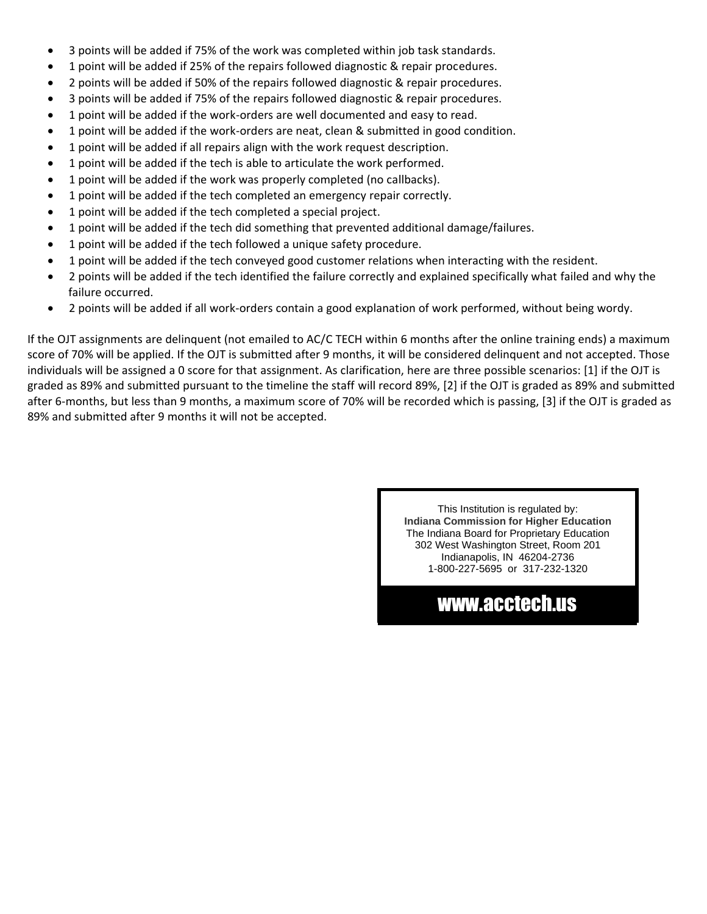- 3 points will be added if 75% of the work was completed within job task standards.
- 1 point will be added if 25% of the repairs followed diagnostic & repair procedures.
- 2 points will be added if 50% of the repairs followed diagnostic & repair procedures.
- 3 points will be added if 75% of the repairs followed diagnostic & repair procedures.
- 1 point will be added if the work-orders are well documented and easy to read.
- 1 point will be added if the work-orders are neat, clean & submitted in good condition.
- 1 point will be added if all repairs align with the work request description.
- 1 point will be added if the tech is able to articulate the work performed.
- 1 point will be added if the work was properly completed (no callbacks).
- 1 point will be added if the tech completed an emergency repair correctly.
- 1 point will be added if the tech completed a special project.
- 1 point will be added if the tech did something that prevented additional damage/failures.
- 1 point will be added if the tech followed a unique safety procedure.
- 1 point will be added if the tech conveyed good customer relations when interacting with the resident.
- 2 points will be added if the tech identified the failure correctly and explained specifically what failed and why the failure occurred.
- 2 points will be added if all work-orders contain a good explanation of work performed, without being wordy.

If the OJT assignments are delinquent (not emailed to AC/C TECH within 6 months after the online training ends) a maximum score of 70% will be applied. If the OJT is submitted after 9 months, it will be considered delinquent and not accepted. Those individuals will be assigned a 0 score for that assignment. As clarification, here are three possible scenarios: [1] if the OJT is graded as 89% and submitted pursuant to the timeline the staff will record 89%, [2] if the OJT is graded as 89% and submitted after 6-months, but less than 9 months, a maximum score of 70% will be recorded which is passing, [3] if the OJT is graded as 89% and submitted after 9 months it will not be accepted.

This Institution is regulated by:
**Indiana Commission for Higher Education**
The Indiana Board for Proprietary Education
302 West Washington Street, Room 201
Indianapolis, IN 46204-2736
1-800-227-5695 or 317-232-1320

**www.acctech.us**